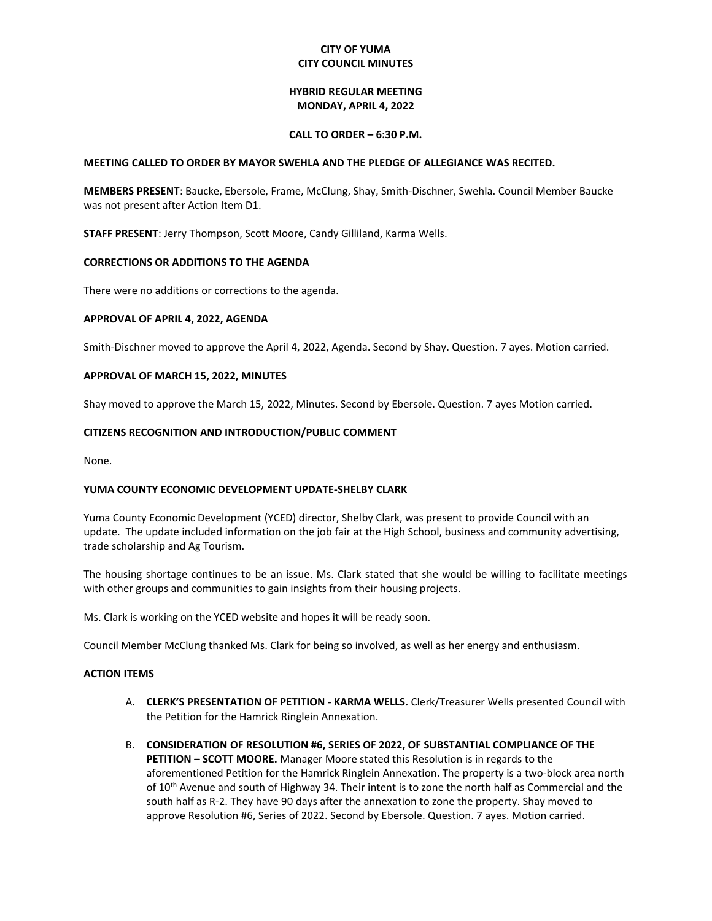**CITY OF YUMA**
**CITY COUNCIL MINUTES**

**HYBRID REGULAR MEETING**
**MONDAY, APRIL 4, 2022**

**CALL TO ORDER – 6:30 P.M.**

**MEETING CALLED TO ORDER BY MAYOR SWEHLA AND THE PLEDGE OF ALLEGIANCE WAS RECITED.**

**MEMBERS PRESENT**: Baucke, Ebersole, Frame, McClung, Shay, Smith-Dischner, Swehla. Council Member Baucke was not present after Action Item D1.

**STAFF PRESENT**: Jerry Thompson, Scott Moore, Candy Gilliland, Karma Wells.

**CORRECTIONS OR ADDITIONS TO THE AGENDA**

There were no additions or corrections to the agenda.

**APPROVAL OF APRIL 4, 2022, AGENDA**

Smith-Dischner moved to approve the April 4, 2022, Agenda. Second by Shay. Question. 7 ayes. Motion carried.

**APPROVAL OF MARCH 15, 2022, MINUTES**

Shay moved to approve the March 15, 2022, Minutes. Second by Ebersole. Question. 7 ayes Motion carried.

**CITIZENS RECOGNITION AND INTRODUCTION/PUBLIC COMMENT**

None.

**YUMA COUNTY ECONOMIC DEVELOPMENT UPDATE-SHELBY CLARK**

Yuma County Economic Development (YCED) director, Shelby Clark, was present to provide Council with an update. The update included information on the job fair at the High School, business and community advertising, trade scholarship and Ag Tourism.

The housing shortage continues to be an issue. Ms. Clark stated that she would be willing to facilitate meetings with other groups and communities to gain insights from their housing projects.

Ms. Clark is working on the YCED website and hopes it will be ready soon.

Council Member McClung thanked Ms. Clark for being so involved, as well as her energy and enthusiasm.

**ACTION ITEMS**

A. **CLERK'S PRESENTATION OF PETITION - KARMA WELLS.** Clerk/Treasurer Wells presented Council with the Petition for the Hamrick Ringlein Annexation.

B. **CONSIDERATION OF RESOLUTION #6, SERIES OF 2022, OF SUBSTANTIAL COMPLIANCE OF THE PETITION – SCOTT MOORE.** Manager Moore stated this Resolution is in regards to the aforementioned Petition for the Hamrick Ringlein Annexation. The property is a two-block area north of 10th Avenue and south of Highway 34. Their intent is to zone the north half as Commercial and the south half as R-2. They have 90 days after the annexation to zone the property. Shay moved to approve Resolution #6, Series of 2022. Second by Ebersole. Question. 7 ayes. Motion carried.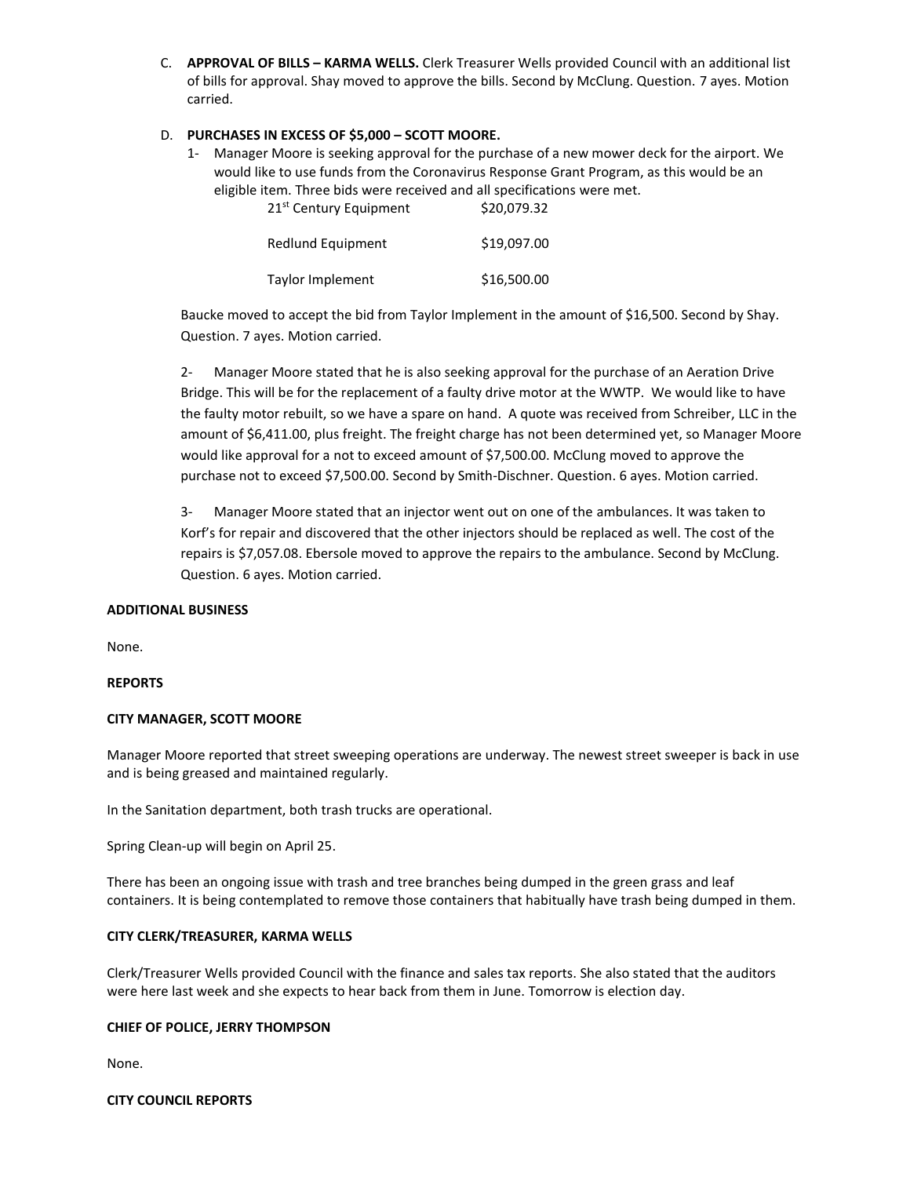C. **APPROVAL OF BILLS – KARMA WELLS.** Clerk Treasurer Wells provided Council with an additional list of bills for approval. Shay moved to approve the bills. Second by McClung. Question. 7 ayes. Motion carried.

D. **PURCHASES IN EXCESS OF $5,000 – SCOTT MOORE.**

1- Manager Moore is seeking approval for the purchase of a new mower deck for the airport. We would like to use funds from the Coronavirus Response Grant Program, as this would be an eligible item. Three bids were received and all specifications were met.

| | |
|---|---|
| 21st Century Equipment | $20,079.32 |
| Redlund Equipment | $19,097.00 |
| Taylor Implement | $16,500.00 |

Baucke moved to accept the bid from Taylor Implement in the amount of $16,500. Second by Shay. Question. 7 ayes. Motion carried.

2- Manager Moore stated that he is also seeking approval for the purchase of an Aeration Drive Bridge. This will be for the replacement of a faulty drive motor at the WWTP. We would like to have the faulty motor rebuilt, so we have a spare on hand. A quote was received from Schreiber, LLC in the amount of $6,411.00, plus freight. The freight charge has not been determined yet, so Manager Moore would like approval for a not to exceed amount of $7,500.00. McClung moved to approve the purchase not to exceed $7,500.00. Second by Smith-Dischner. Question. 6 ayes. Motion carried.

3- Manager Moore stated that an injector went out on one of the ambulances. It was taken to Korf's for repair and discovered that the other injectors should be replaced as well. The cost of the repairs is $7,057.08. Ebersole moved to approve the repairs to the ambulance. Second by McClung. Question. 6 ayes. Motion carried.

**ADDITIONAL BUSINESS**

None.

**REPORTS**

**CITY MANAGER, SCOTT MOORE**

Manager Moore reported that street sweeping operations are underway. The newest street sweeper is back in use and is being greased and maintained regularly.

In the Sanitation department, both trash trucks are operational.

Spring Clean-up will begin on April 25.

There has been an ongoing issue with trash and tree branches being dumped in the green grass and leaf containers. It is being contemplated to remove those containers that habitually have trash being dumped in them.

**CITY CLERK/TREASURER, KARMA WELLS**

Clerk/Treasurer Wells provided Council with the finance and sales tax reports. She also stated that the auditors were here last week and she expects to hear back from them in June. Tomorrow is election day.

**CHIEF OF POLICE, JERRY THOMPSON**

None.

**CITY COUNCIL REPORTS**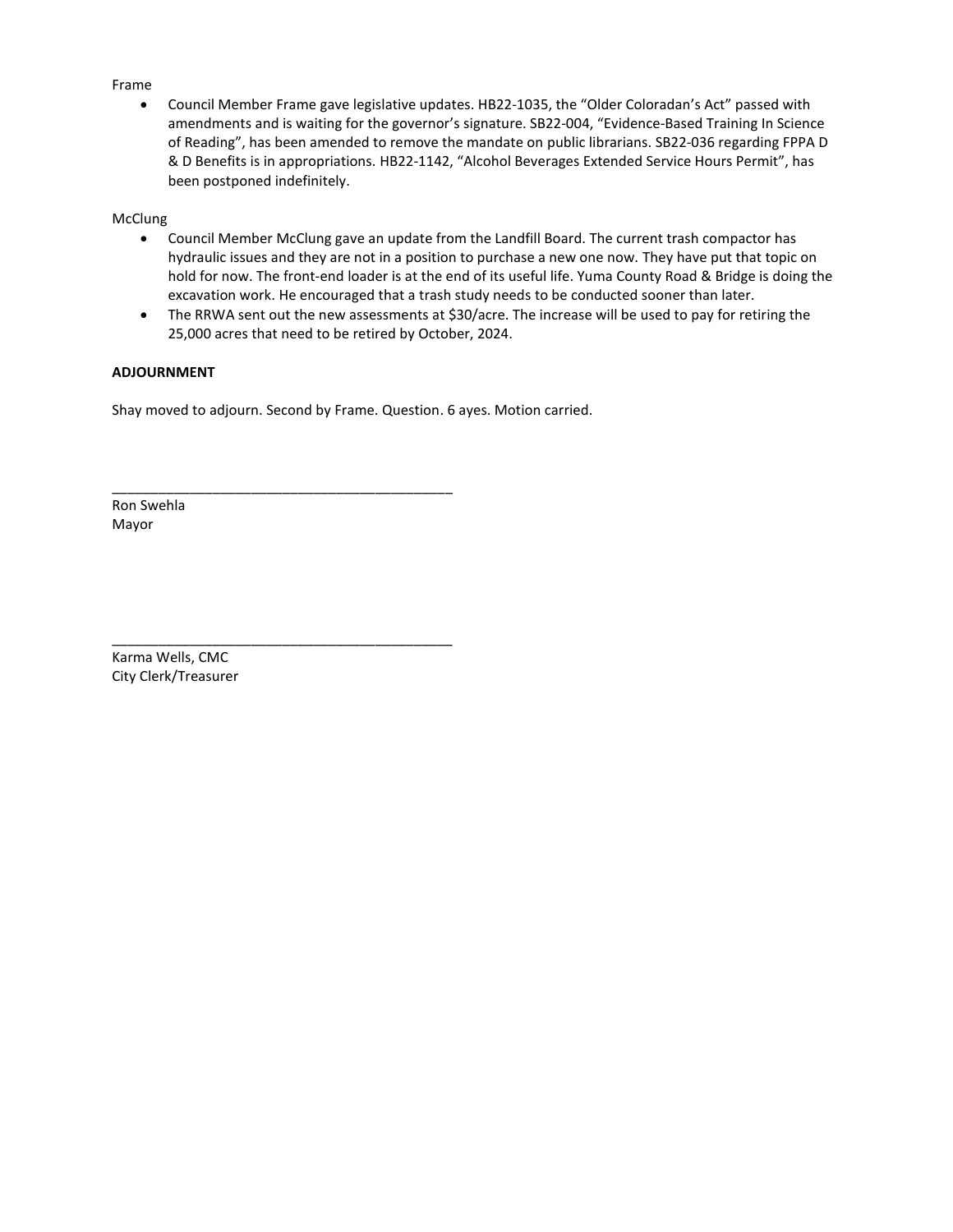Frame

- Council Member Frame gave legislative updates. HB22-1035, the "Older Coloradan's Act" passed with amendments and is waiting for the governor's signature. SB22-004, "Evidence-Based Training In Science of Reading", has been amended to remove the mandate on public librarians. SB22-036 regarding FPPA D & D Benefits is in appropriations. HB22-1142, "Alcohol Beverages Extended Service Hours Permit", has been postponed indefinitely.

McClung

- Council Member McClung gave an update from the Landfill Board. The current trash compactor has hydraulic issues and they are not in a position to purchase a new one now. They have put that topic on hold for now. The front-end loader is at the end of its useful life. Yuma County Road & Bridge is doing the excavation work. He encouraged that a trash study needs to be conducted sooner than later.
- The RRWA sent out the new assessments at $30/acre. The increase will be used to pay for retiring the 25,000 acres that need to be retired by October, 2024.

**ADJOURNMENT**

Shay moved to adjourn. Second by Frame. Question. 6 ayes. Motion carried.

_____________________________________________
Ron Swehla
Mayor

_____________________________________________
Karma Wells, CMC
City Clerk/Treasurer